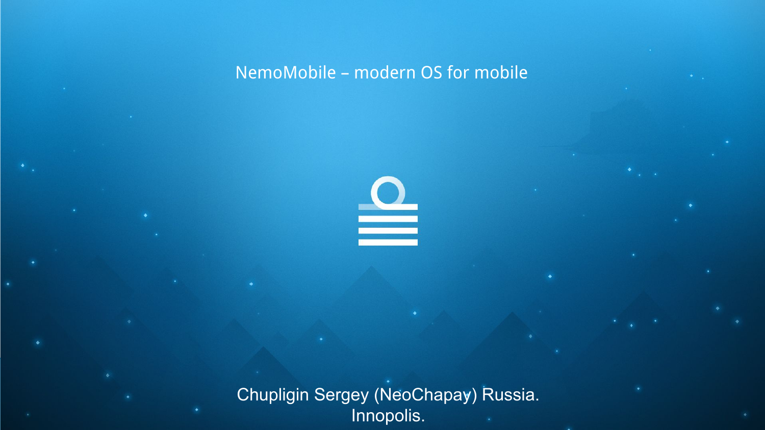# NemoMobile – modern OS for mobile

Chupligin Sergey (NeoChapay) Russia.
Innopolis.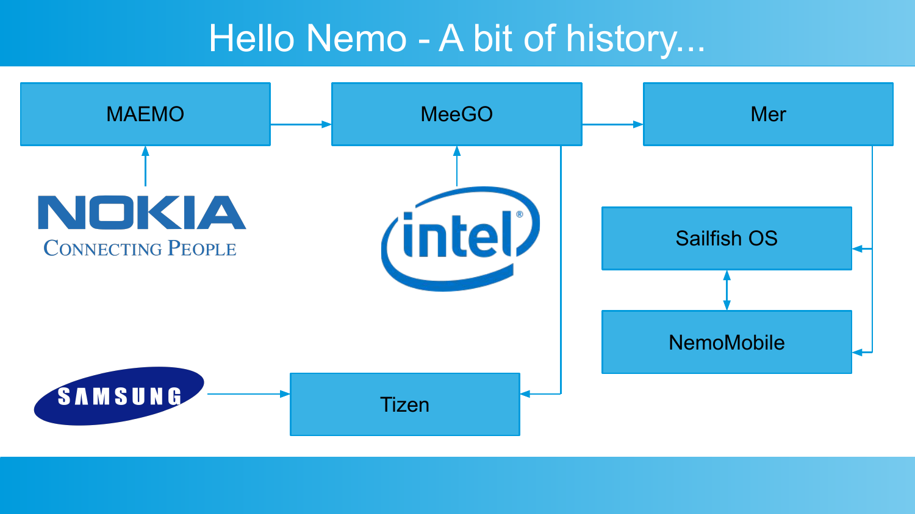# Hello Nemo - A bit of history...

MAEMO

MeeGO

Mer

NOKIA
CONNECTING PEOPLE

intel

Sailfish OS

NemoMobile

SAMSUNG

Tizen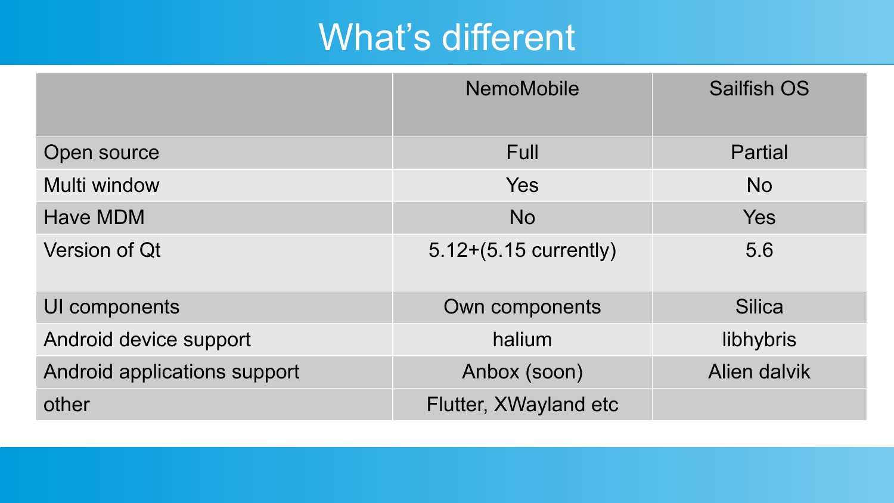# What's different

| | NemoMobile | Sailfish OS |
|---|---|---|
| Open source | Full | Partial |
| Multi window | Yes | No |
| Have MDM | No | Yes |
| Version of Qt | 5.12+(5.15 currently) | 5.6 |
| UI components | Own components | Silica |
| Android device support | halium | libhybris |
| Android applications support | Anbox (soon) | Alien dalvik |
| other | Flutter, XWayland etc | |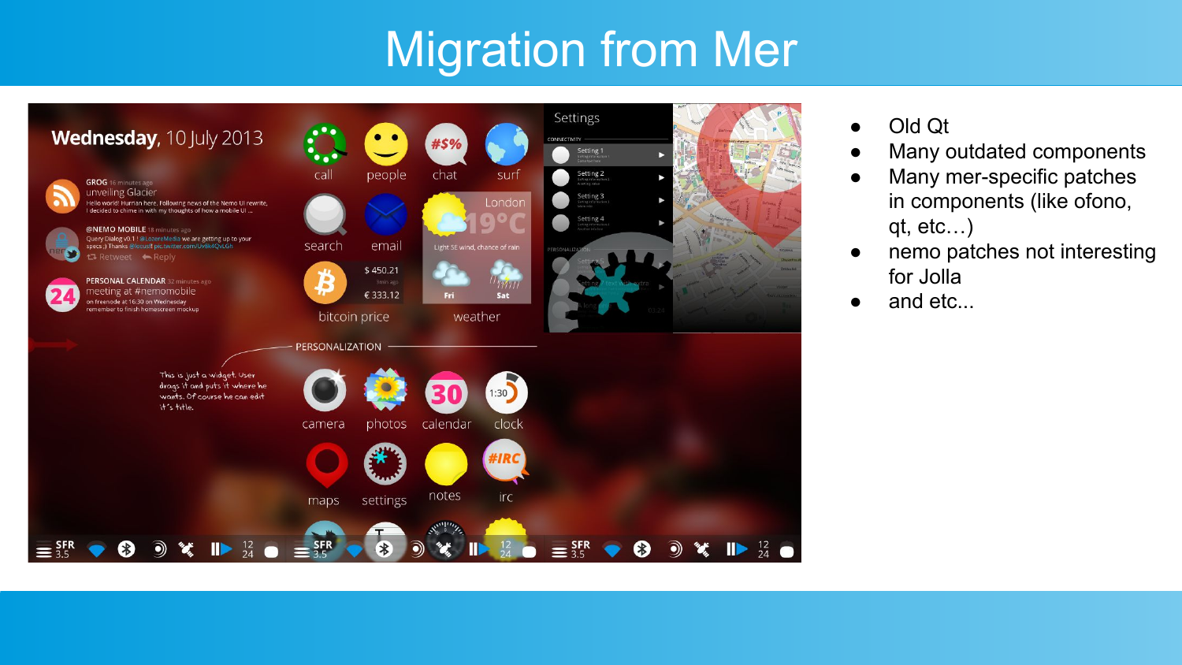# Migration from Mer

- Old Qt
- Many outdated components
- Many mer-specific patches in components (like ofono, qt, etc…)
- nemo patches not interesting for Jolla
- and etc...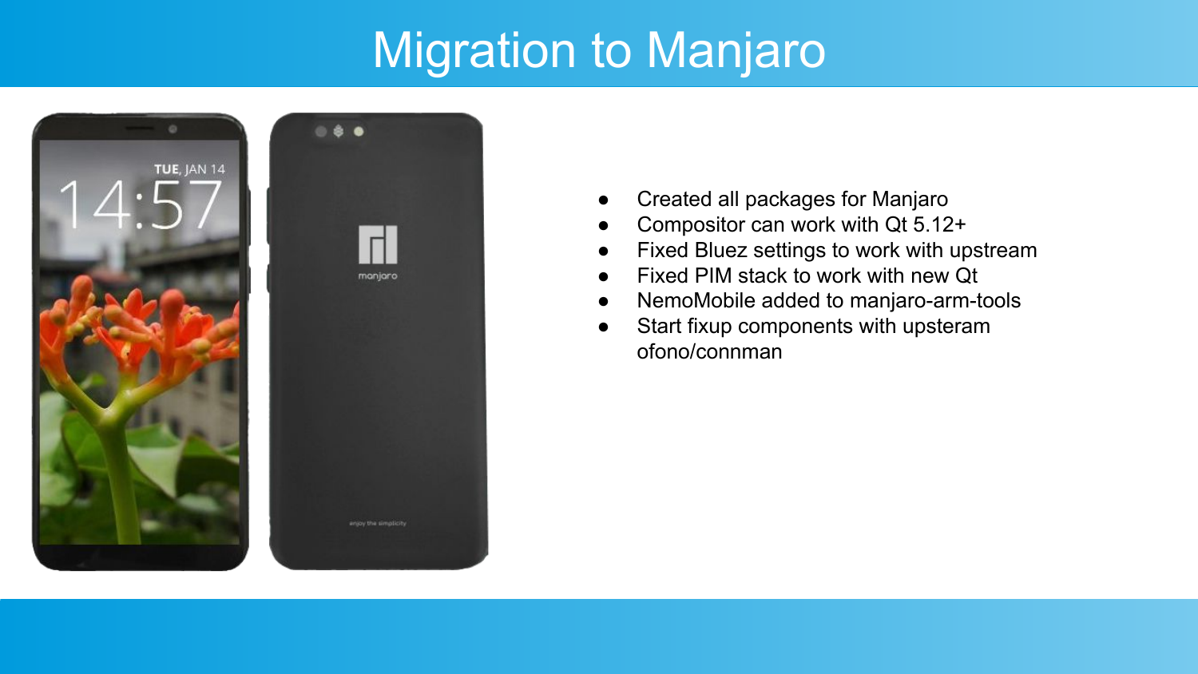# Migration to Manjaro

- Created all packages for Manjaro
- Compositor can work with Qt 5.12+
- Fixed Bluez settings to work with upstream
- Fixed PIM stack to work with new Qt
- NemoMobile added to manjaro-arm-tools
- Start fixup components with upsteram ofono/connman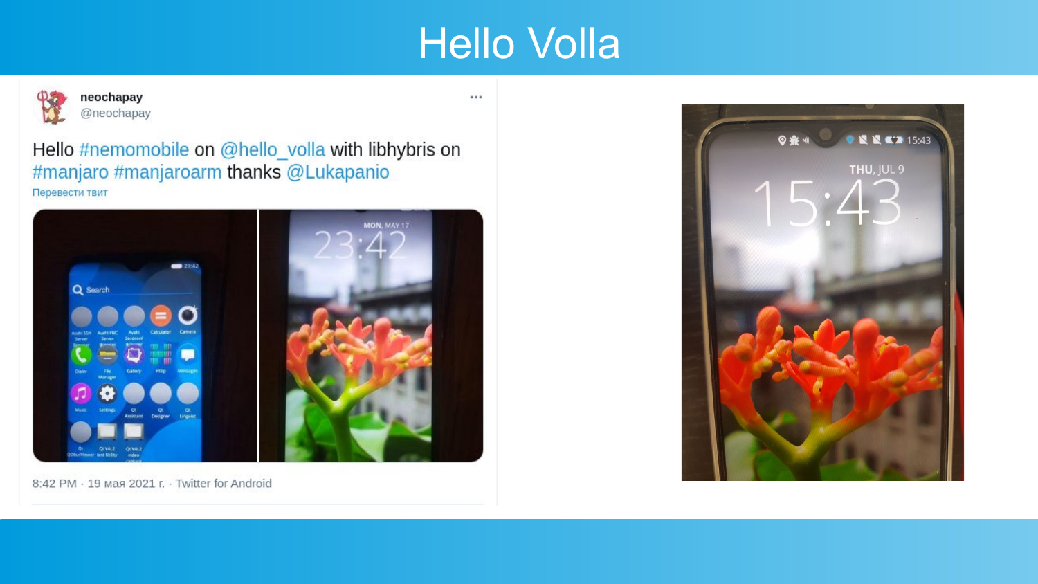# Hello Volla

**neochapay**
@neochapay

Hello #nemomobile on @hello_volla with libhybris on #manjaro #manjaroarm thanks @Lukapanio

Перевести твит

8:42 PM · 19 мая 2021 г. · Twitter for Android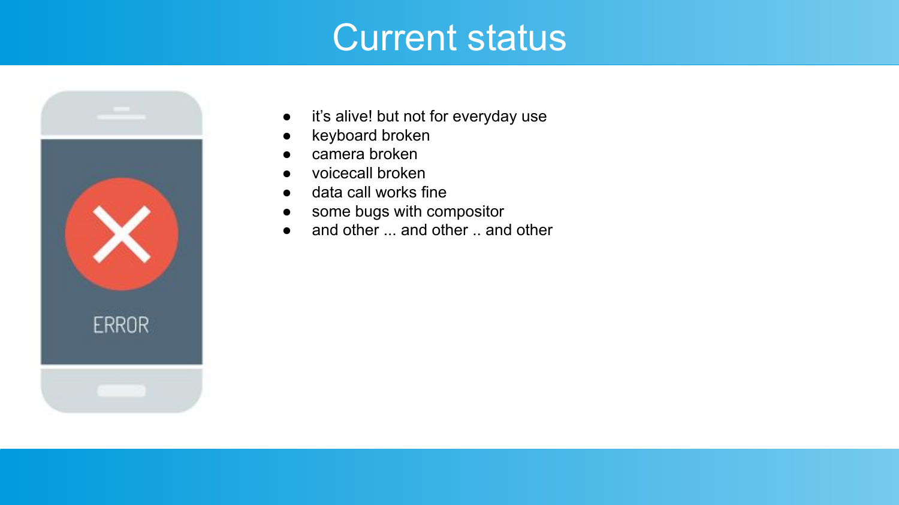# Current status

- it's alive! but not for everyday use
- keyboard broken
- camera broken
- voicecall broken
- data call works fine
- some bugs with compositor
- and other ... and other .. and other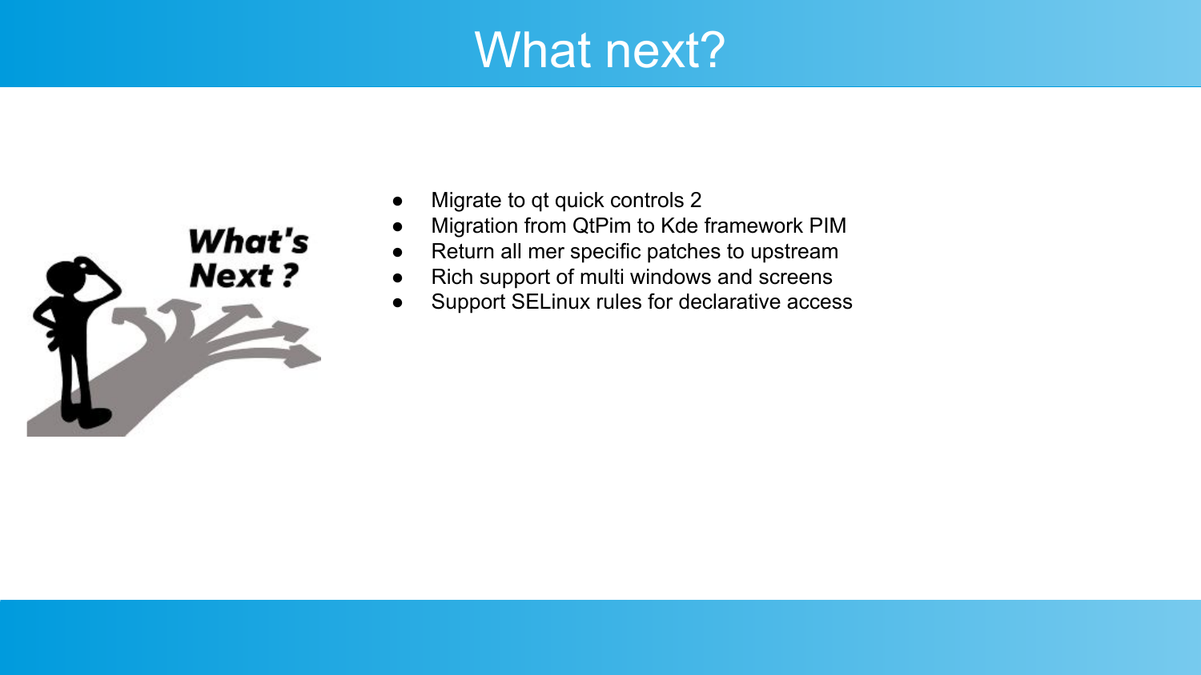# What next?

- Migrate to qt quick controls 2
- Migration from QtPim to Kde framework PIM
- Return all mer specific patches to upstream
- Rich support of multi windows and screens
- Support SELinux rules for declarative access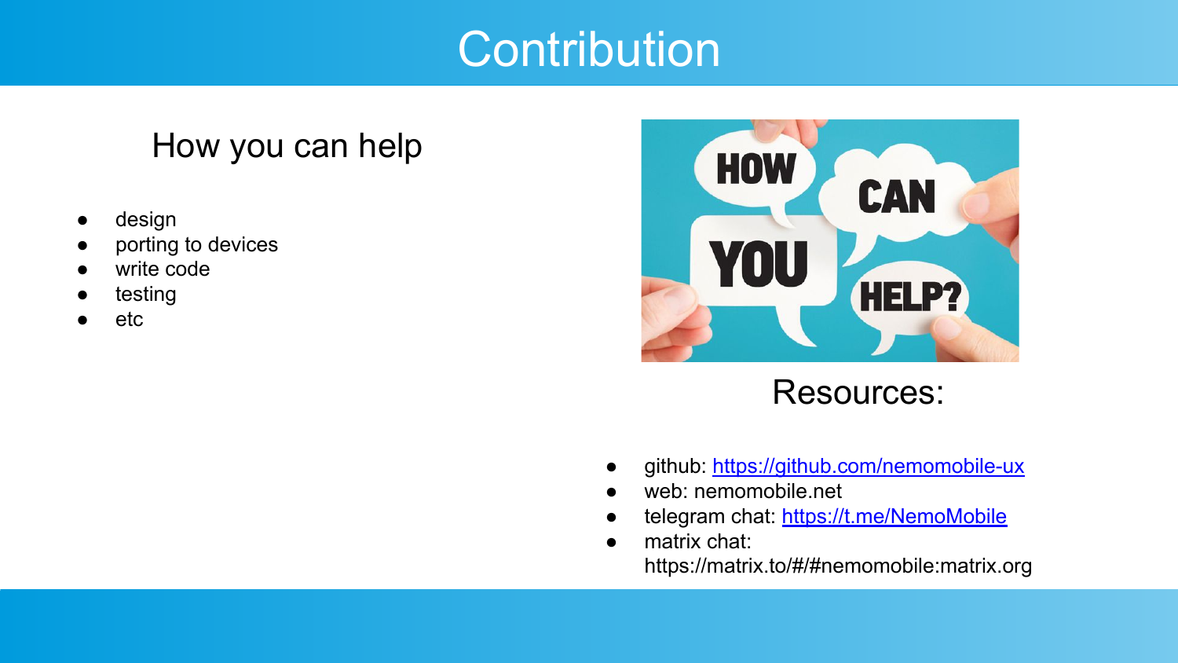# Contribution

## How you can help

- design
- porting to devices
- write code
- testing
- etc

## Resources:

- github: https://github.com/nemomobile-ux
- web: nemomobile.net
- telegram chat: https://t.me/NemoMobile
- matrix chat: https://matrix.to/#/#nemomobile:matrix.org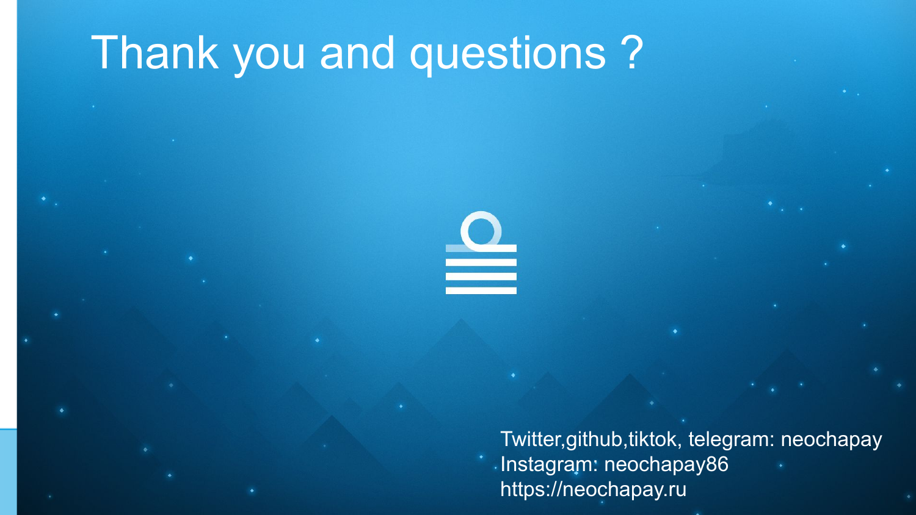# Thank you and questions ?

Twitter,github,tiktok, telegram: neochapay
Instagram: neochapay86
https://neochapay.ru